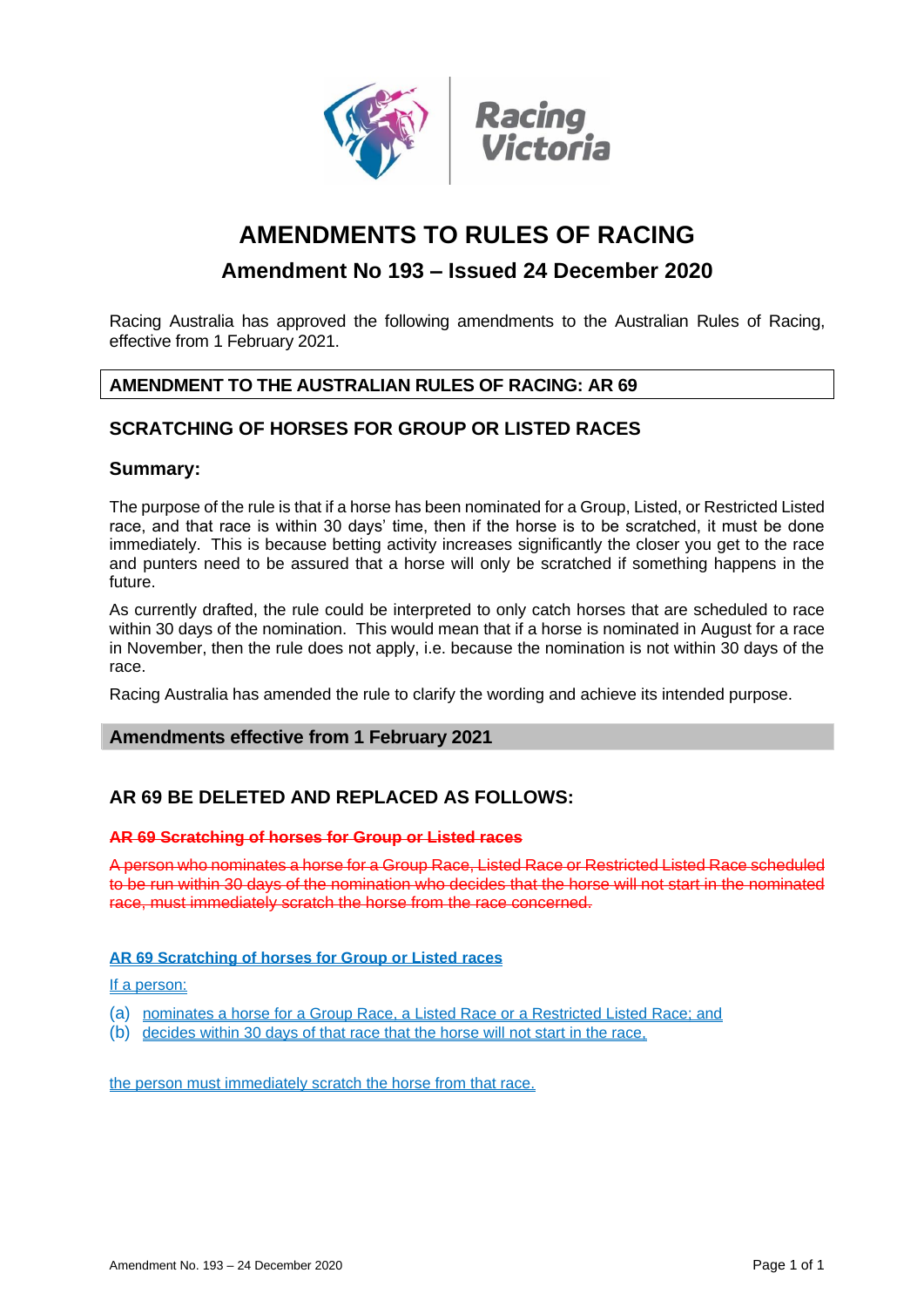Racing Victoria

# AMENDMENTS TO RULES OF RACING

## Amendment No 193 – Issued 24 December 2020

Racing Australia has approved the following amendments to the Australian Rules of Racing, effective from 1 February 2021.

**AMENDMENT TO THE AUSTRALIAN RULES OF RACING: AR 69**

### SCRATCHING OF HORSES FOR GROUP OR LISTED RACES

### Summary:

The purpose of the rule is that if a horse has been nominated for a Group, Listed, or Restricted Listed race, and that race is within 30 days' time, then if the horse is to be scratched, it must be done immediately. This is because betting activity increases significantly the closer you get to the race and punters need to be assured that a horse will only be scratched if something happens in the future.

As currently drafted, the rule could be interpreted to only catch horses that are scheduled to race within 30 days of the nomination. This would mean that if a horse is nominated in August for a race in November, then the rule does not apply, i.e. because the nomination is not within 30 days of the race.

Racing Australia has amended the rule to clarify the wording and achieve its intended purpose.

**Amendments effective from 1 February 2021**

### AR 69 BE DELETED AND REPLACED AS FOLLOWS:

~~**AR 69 Scratching of horses for Group or Listed races**~~

~~A person who nominates a horse for a Group Race, Listed Race or Restricted Listed Race scheduled to be run within 30 days of the nomination who decides that the horse will not start in the nominated race, must immediately scratch the horse from the race concerned.~~

<u>**AR 69 Scratching of horses for Group or Listed races**</u>

<u>If a person:</u>

(a) <u>nominates a horse for a Group Race, a Listed Race or a Restricted Listed Race; and</u>
(b) <u>decides within 30 days of that race that the horse will not start in the race,</u>

<u>the person must immediately scratch the horse from that race.</u>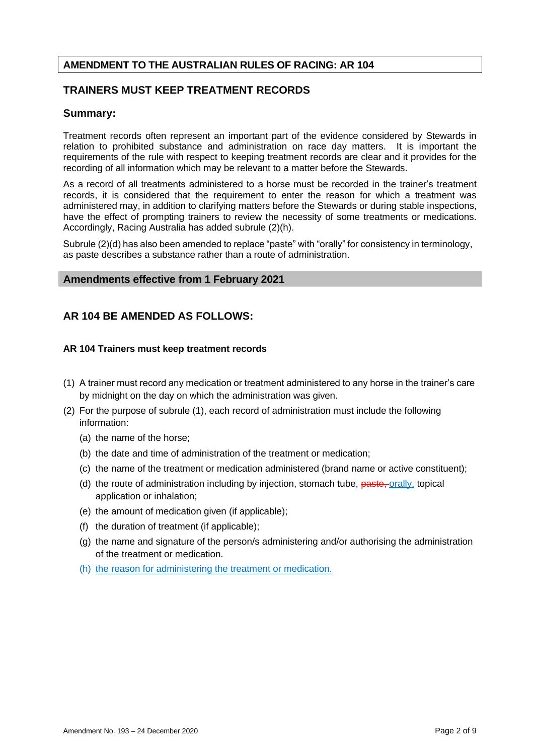## AMENDMENT TO THE AUSTRALIAN RULES OF RACING: AR 104

## TRAINERS MUST KEEP TREATMENT RECORDS

### Summary:

Treatment records often represent an important part of the evidence considered by Stewards in relation to prohibited substance and administration on race day matters. It is important the requirements of the rule with respect to keeping treatment records are clear and it provides for the recording of all information which may be relevant to a matter before the Stewards.

As a record of all treatments administered to a horse must be recorded in the trainer's treatment records, it is considered that the requirement to enter the reason for which a treatment was administered may, in addition to clarifying matters before the Stewards or during stable inspections, have the effect of prompting trainers to review the necessity of some treatments or medications. Accordingly, Racing Australia has added subrule (2)(h).

Subrule (2)(d) has also been amended to replace "paste" with "orally" for consistency in terminology, as paste describes a substance rather than a route of administration.

### Amendments effective from 1 February 2021

## AR 104 BE AMENDED AS FOLLOWS:

**AR 104 Trainers must keep treatment records**

(1) A trainer must record any medication or treatment administered to any horse in the trainer's care by midnight on the day on which the administration was given.

(2) For the purpose of subrule (1), each record of administration must include the following information:

   (a) the name of the horse;

   (b) the date and time of administration of the treatment or medication;

   (c) the name of the treatment or medication administered (brand name or active constituent);

   (d) the route of administration including by injection, stomach tube, ~~paste,~~ orally, topical application or inhalation;

   (e) the amount of medication given (if applicable);

   (f) the duration of treatment (if applicable);

   (g) the name and signature of the person/s administering and/or authorising the administration of the treatment or medication.

   (h) the reason for administering the treatment or medication.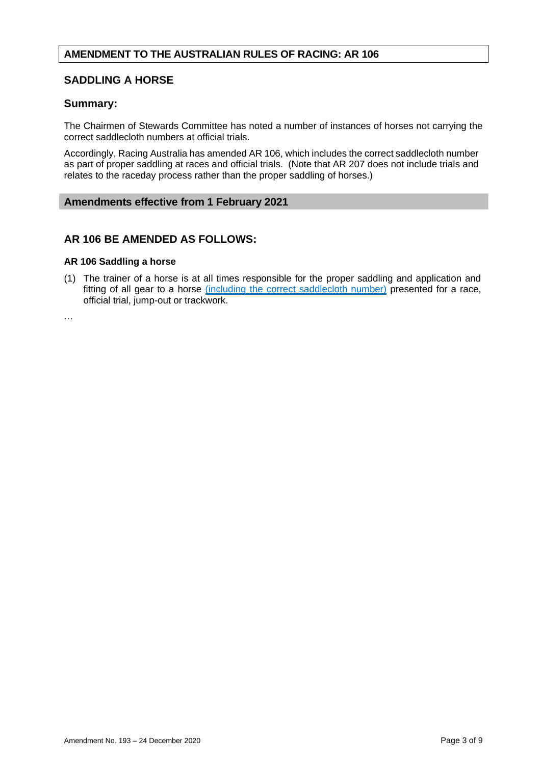## AMENDMENT TO THE AUSTRALIAN RULES OF RACING: AR 106

## SADDLING A HORSE

### Summary:

The Chairmen of Stewards Committee has noted a number of instances of horses not carrying the correct saddlecloth numbers at official trials.

Accordingly, Racing Australia has amended AR 106, which includes the correct saddlecloth number as part of proper saddling at races and official trials. (Note that AR 207 does not include trials and relates to the raceday process rather than the proper saddling of horses.)

### Amendments effective from 1 February 2021

## AR 106 BE AMENDED AS FOLLOWS:

**AR 106 Saddling a horse**

(1) The trainer of a horse is at all times responsible for the proper saddling and application and fitting of all gear to a horse <u>(including the correct saddlecloth number)</u> presented for a race, official trial, jump-out or trackwork.

…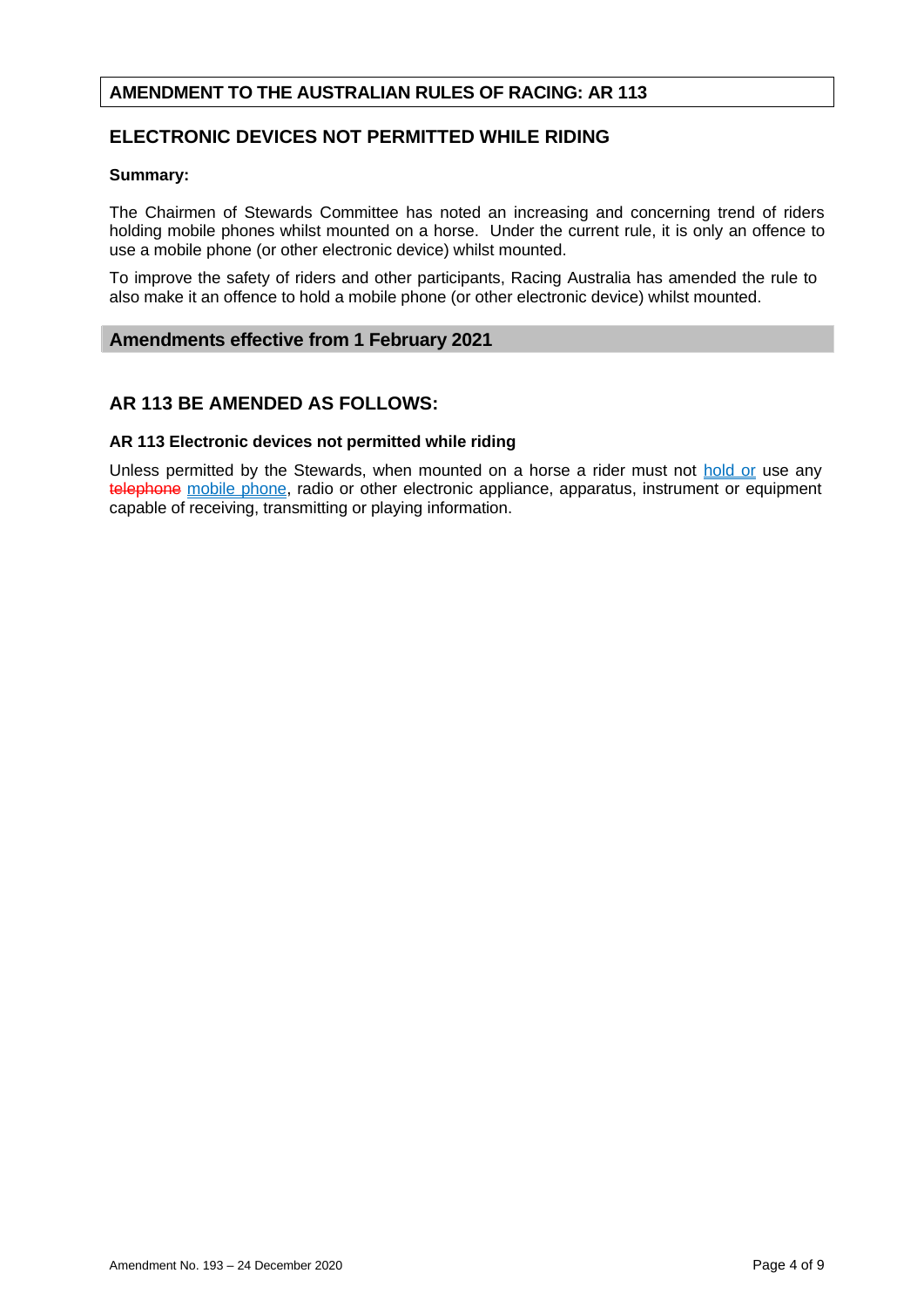## AMENDMENT TO THE AUSTRALIAN RULES OF RACING: AR 113

## ELECTRONIC DEVICES NOT PERMITTED WHILE RIDING

**Summary:**

The Chairmen of Stewards Committee has noted an increasing and concerning trend of riders holding mobile phones whilst mounted on a horse. Under the current rule, it is only an offence to use a mobile phone (or other electronic device) whilst mounted.

To improve the safety of riders and other participants, Racing Australia has amended the rule to also make it an offence to hold a mobile phone (or other electronic device) whilst mounted.

### Amendments effective from 1 February 2021

## AR 113 BE AMENDED AS FOLLOWS:

**AR 113 Electronic devices not permitted while riding**

Unless permitted by the Stewards, when mounted on a horse a rider must not <u>hold or</u> use any ~~telephone~~ <u>mobile phone</u>, radio or other electronic appliance, apparatus, instrument or equipment capable of receiving, transmitting or playing information.

Amendment No. 193 – 24 December 2020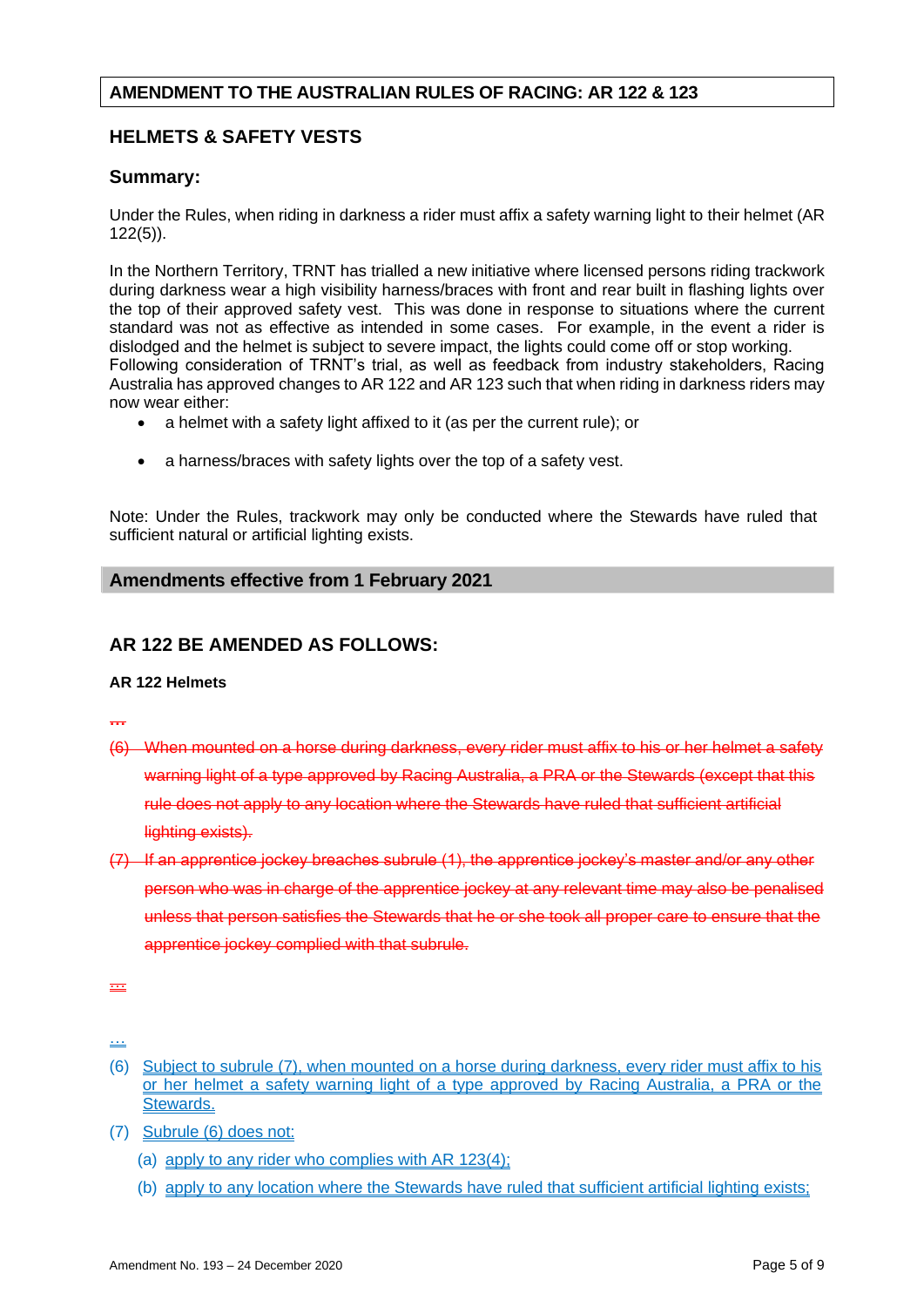**AMENDMENT TO THE AUSTRALIAN RULES OF RACING: AR 122 & 123**

## HELMETS & SAFETY VESTS

### Summary:

Under the Rules, when riding in darkness a rider must affix a safety warning light to their helmet (AR 122(5)).

In the Northern Territory, TRNT has trialled a new initiative where licensed persons riding trackwork during darkness wear a high visibility harness/braces with front and rear built in flashing lights over the top of their approved safety vest. This was done in response to situations where the current standard was not as effective as intended in some cases. For example, in the event a rider is dislodged and the helmet is subject to severe impact, the lights could come off or stop working. Following consideration of TRNT's trial, as well as feedback from industry stakeholders, Racing Australia has approved changes to AR 122 and AR 123 such that when riding in darkness riders may now wear either:

- a helmet with a safety light affixed to it (as per the current rule); or
- a harness/braces with safety lights over the top of a safety vest.

Note: Under the Rules, trackwork may only be conducted where the Stewards have ruled that sufficient natural or artificial lighting exists.

**Amendments effective from 1 February 2021**

## AR 122 BE AMENDED AS FOLLOWS:

**AR 122 Helmets**

~~...~~

~~(6) When mounted on a horse during darkness, every rider must affix to his or her helmet a safety warning light of a type approved by Racing Australia, a PRA or the Stewards (except that this rule does not apply to any location where the Stewards have ruled that sufficient artificial lighting exists).~~

~~(7) If an apprentice jockey breaches subrule (1), the apprentice jockey's master and/or any other person who was in charge of the apprentice jockey at any relevant time may also be penalised unless that person satisfies the Stewards that he or she took all proper care to ensure that the apprentice jockey complied with that subrule.~~

~~...~~

...

(6) Subject to subrule (7), when mounted on a horse during darkness, every rider must affix to his or her helmet a safety warning light of a type approved by Racing Australia, a PRA or the Stewards.

(7) Subrule (6) does not:

  (a) apply to any rider who complies with AR 123(4);

  (b) apply to any location where the Stewards have ruled that sufficient artificial lighting exists;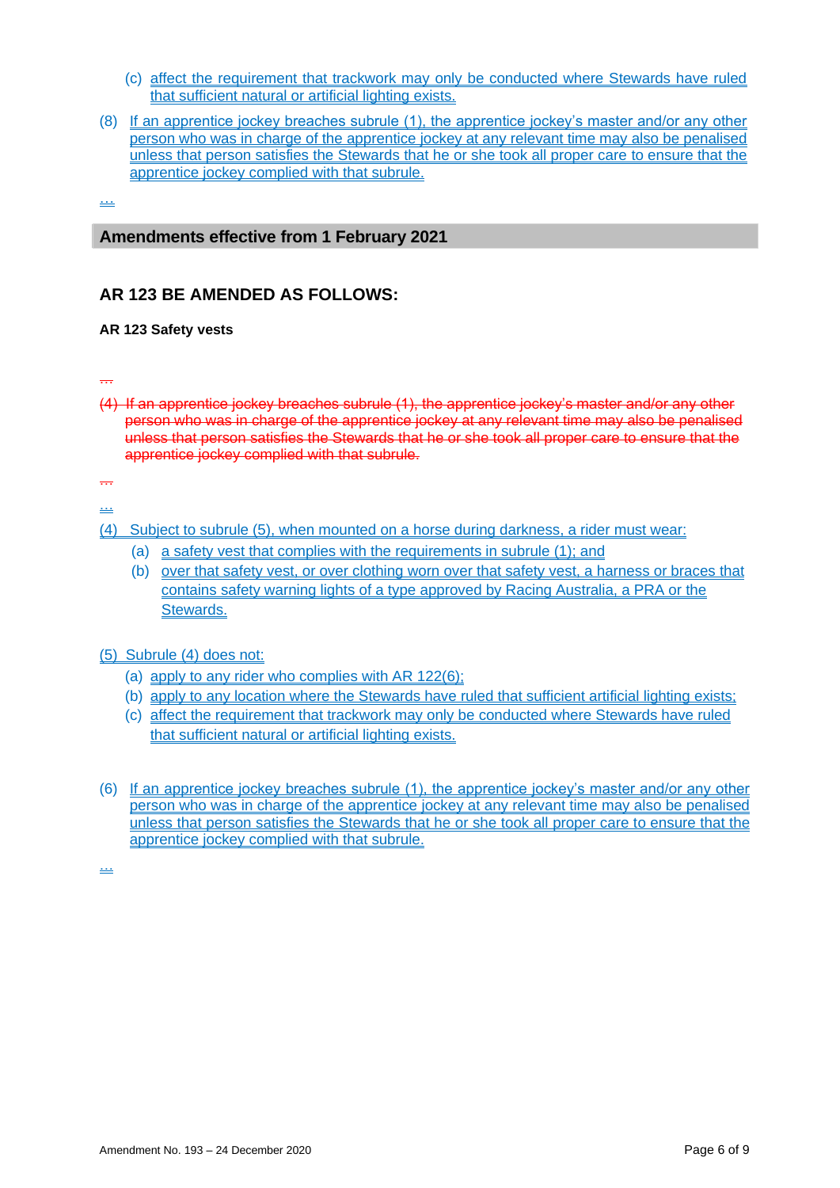(c) affect the requirement that trackwork may only be conducted where Stewards have ruled that sufficient natural or artificial lighting exists.

(8) If an apprentice jockey breaches subrule (1), the apprentice jockey's master and/or any other person who was in charge of the apprentice jockey at any relevant time may also be penalised unless that person satisfies the Stewards that he or she took all proper care to ensure that the apprentice jockey complied with that subrule.

…

## Amendments effective from 1 February 2021

### AR 123 BE AMENDED AS FOLLOWS:

**AR 123 Safety vests**

~~…~~

~~(4) If an apprentice jockey breaches subrule (1), the apprentice jockey's master and/or any other person who was in charge of the apprentice jockey at any relevant time may also be penalised unless that person satisfies the Stewards that he or she took all proper care to ensure that the apprentice jockey complied with that subrule.~~

~~…~~

…

(4) Subject to subrule (5), when mounted on a horse during darkness, a rider must wear:

- (a) a safety vest that complies with the requirements in subrule (1); and
- (b) over that safety vest, or over clothing worn over that safety vest, a harness or braces that contains safety warning lights of a type approved by Racing Australia, a PRA or the Stewards.

(5) Subrule (4) does not:

- (a) apply to any rider who complies with AR 122(6);
- (b) apply to any location where the Stewards have ruled that sufficient artificial lighting exists;
- (c) affect the requirement that trackwork may only be conducted where Stewards have ruled that sufficient natural or artificial lighting exists.

(6) If an apprentice jockey breaches subrule (1), the apprentice jockey's master and/or any other person who was in charge of the apprentice jockey at any relevant time may also be penalised unless that person satisfies the Stewards that he or she took all proper care to ensure that the apprentice jockey complied with that subrule.

…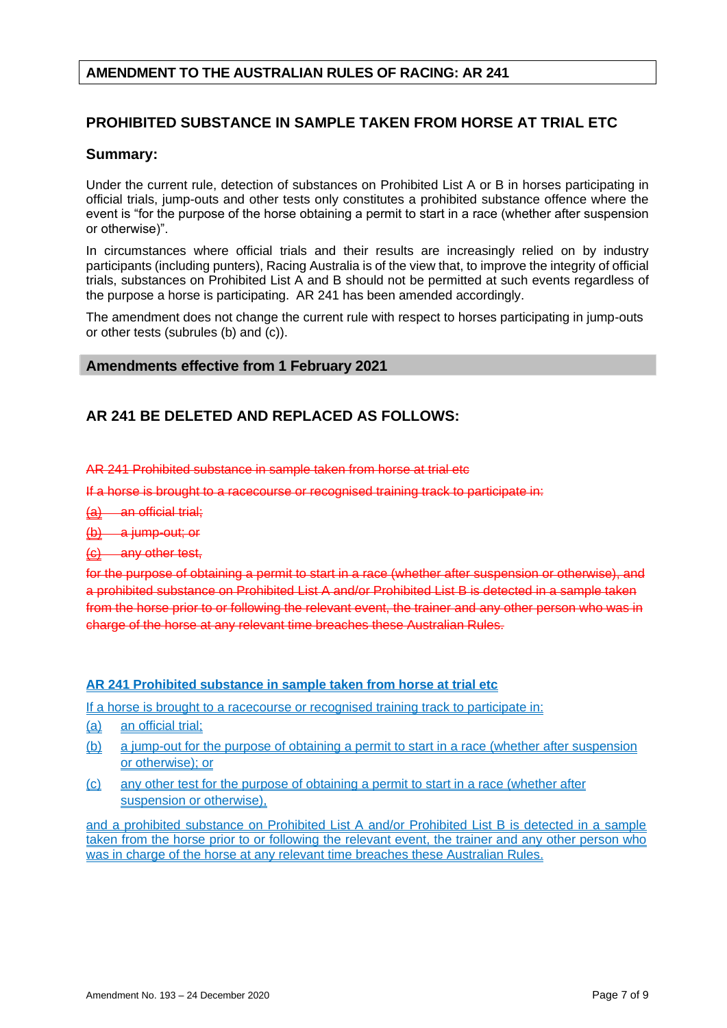## AMENDMENT TO THE AUSTRALIAN RULES OF RACING: AR 241

### PROHIBITED SUBSTANCE IN SAMPLE TAKEN FROM HORSE AT TRIAL ETC

#### Summary:

Under the current rule, detection of substances on Prohibited List A or B in horses participating in official trials, jump-outs and other tests only constitutes a prohibited substance offence where the event is "for the purpose of the horse obtaining a permit to start in a race (whether after suspension or otherwise)".

In circumstances where official trials and their results are increasingly relied on by industry participants (including punters), Racing Australia is of the view that, to improve the integrity of official trials, substances on Prohibited List A and B should not be permitted at such events regardless of the purpose a horse is participating. AR 241 has been amended accordingly.

The amendment does not change the current rule with respect to horses participating in jump-outs or other tests (subrules (b) and (c)).

**Amendments effective from 1 February 2021**

### AR 241 BE DELETED AND REPLACED AS FOLLOWS:

~~AR 241 Prohibited substance in sample taken from horse at trial etc~~

~~If a horse is brought to a racecourse or recognised training track to participate in:~~

~~(a) an official trial;~~

~~(b) a jump-out; or~~

~~(c) any other test,~~

~~for the purpose of obtaining a permit to start in a race (whether after suspension or otherwise), and a prohibited substance on Prohibited List A and/or Prohibited List B is detected in a sample taken from the horse prior to or following the relevant event, the trainer and any other person who was in charge of the horse at any relevant time breaches these Australian Rules.~~

<u>**AR 241 Prohibited substance in sample taken from horse at trial etc**</u>

<u>If a horse is brought to a racecourse or recognised training track to participate in:</u>

<u>(a) an official trial;</u>

<u>(b) a jump-out for the purpose of obtaining a permit to start in a race (whether after suspension or otherwise); or</u>

<u>(c) any other test for the purpose of obtaining a permit to start in a race (whether after suspension or otherwise),</u>

<u>and a prohibited substance on Prohibited List A and/or Prohibited List B is detected in a sample taken from the horse prior to or following the relevant event, the trainer and any other person who was in charge of the horse at any relevant time breaches these Australian Rules.</u>

Amendment No. 193 – 24 December 2020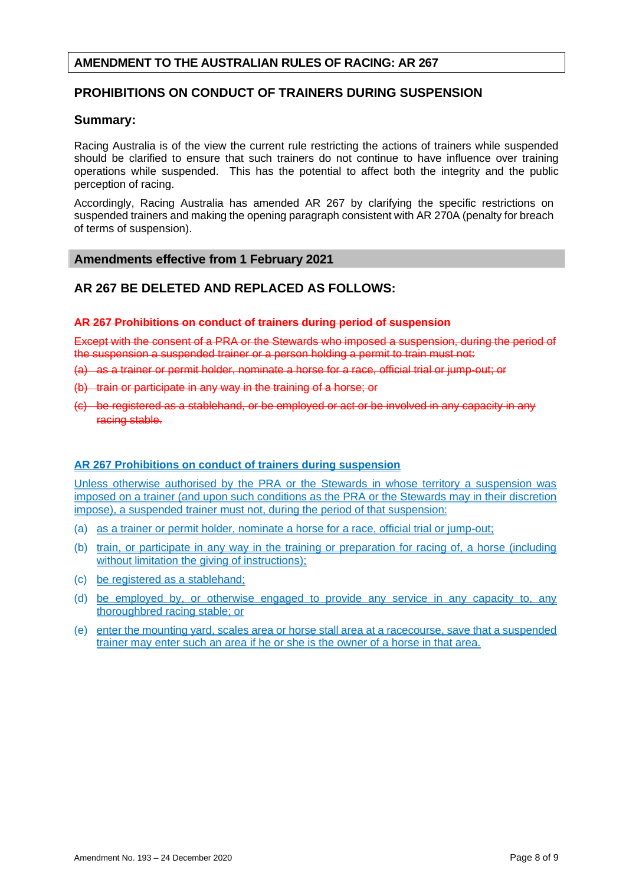## AMENDMENT TO THE AUSTRALIAN RULES OF RACING: AR 267

## PROHIBITIONS ON CONDUCT OF TRAINERS DURING SUSPENSION

### Summary:

Racing Australia is of the view the current rule restricting the actions of trainers while suspended should be clarified to ensure that such trainers do not continue to have influence over training operations while suspended. This has the potential to affect both the integrity and the public perception of racing.

Accordingly, Racing Australia has amended AR 267 by clarifying the specific restrictions on suspended trainers and making the opening paragraph consistent with AR 270A (penalty for breach of terms of suspension).

### Amendments effective from 1 February 2021

### AR 267 BE DELETED AND REPLACED AS FOLLOWS:

~~**AR 267 Prohibitions on conduct of trainers during period of suspension**~~

~~Except with the consent of a PRA or the Stewards who imposed a suspension, during the period of the suspension a suspended trainer or a person holding a permit to train must not:~~

~~(a) as a trainer or permit holder, nominate a horse for a race, official trial or jump-out; or~~

~~(b) train or participate in any way in the training of a horse; or~~

~~(c) be registered as a stablehand, or be employed or act or be involved in any capacity in any racing stable.~~

<u>**AR 267 Prohibitions on conduct of trainers during suspension**</u>

<u>Unless otherwise authorised by the PRA or the Stewards in whose territory a suspension was imposed on a trainer (and upon such conditions as the PRA or the Stewards may in their discretion impose), a suspended trainer must not, during the period of that suspension:</u>

(a) <u>as a trainer or permit holder, nominate a horse for a race, official trial or jump-out;</u>

(b) <u>train, or participate in any way in the training or preparation for racing of, a horse (including without limitation the giving of instructions);</u>

(c) <u>be registered as a stablehand;</u>

(d) <u>be employed by, or otherwise engaged to provide any service in any capacity to, any thoroughbred racing stable; or</u>

(e) <u>enter the mounting yard, scales area or horse stall area at a racecourse, save that a suspended trainer may enter such an area if he or she is the owner of a horse in that area.</u>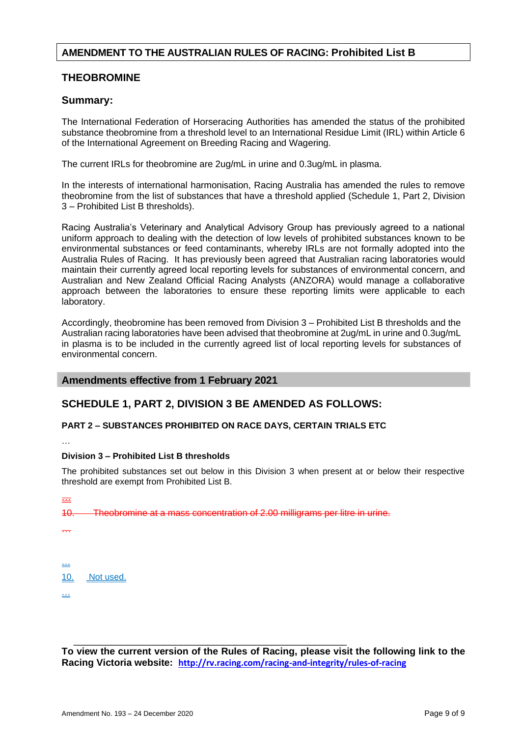## AMENDMENT TO THE AUSTRALIAN RULES OF RACING: Prohibited List B

## THEOBROMINE

### Summary:

The International Federation of Horseracing Authorities has amended the status of the prohibited substance theobromine from a threshold level to an International Residue Limit (IRL) within Article 6 of the International Agreement on Breeding Racing and Wagering.

The current IRLs for theobromine are 2ug/mL in urine and 0.3ug/mL in plasma.

In the interests of international harmonisation, Racing Australia has amended the rules to remove theobromine from the list of substances that have a threshold applied (Schedule 1, Part 2, Division 3 – Prohibited List B thresholds).

Racing Australia's Veterinary and Analytical Advisory Group has previously agreed to a national uniform approach to dealing with the detection of low levels of prohibited substances known to be environmental substances or feed contaminants, whereby IRLs are not formally adopted into the Australia Rules of Racing. It has previously been agreed that Australian racing laboratories would maintain their currently agreed local reporting levels for substances of environmental concern, and Australian and New Zealand Official Racing Analysts (ANZORA) would manage a collaborative approach between the laboratories to ensure these reporting limits were applicable to each laboratory.

Accordingly, theobromine has been removed from Division 3 – Prohibited List B thresholds and the Australian racing laboratories have been advised that theobromine at 2ug/mL in urine and 0.3ug/mL in plasma is to be included in the currently agreed list of local reporting levels for substances of environmental concern.

### Amendments effective from 1 February 2021

### SCHEDULE 1, PART 2, DIVISION 3 BE AMENDED AS FOLLOWS:

**PART 2 – SUBSTANCES PROHIBITED ON RACE DAYS, CERTAIN TRIALS ETC**

…

**Division 3 – Prohibited List B thresholds**

The prohibited substances set out below in this Division 3 when present at or below their respective threshold are exempt from Prohibited List B.

~~…~~

~~10. Theobromine at a mass concentration of 2.00 milligrams per litre in urine.~~

~~…~~

…

10. Not used.

…

---

**To view the current version of the Rules of Racing, please visit the following link to the Racing Victoria website: http://rv.racing.com/racing-and-integrity/rules-of-racing**

Amendment No. 193 – 24 December 2020